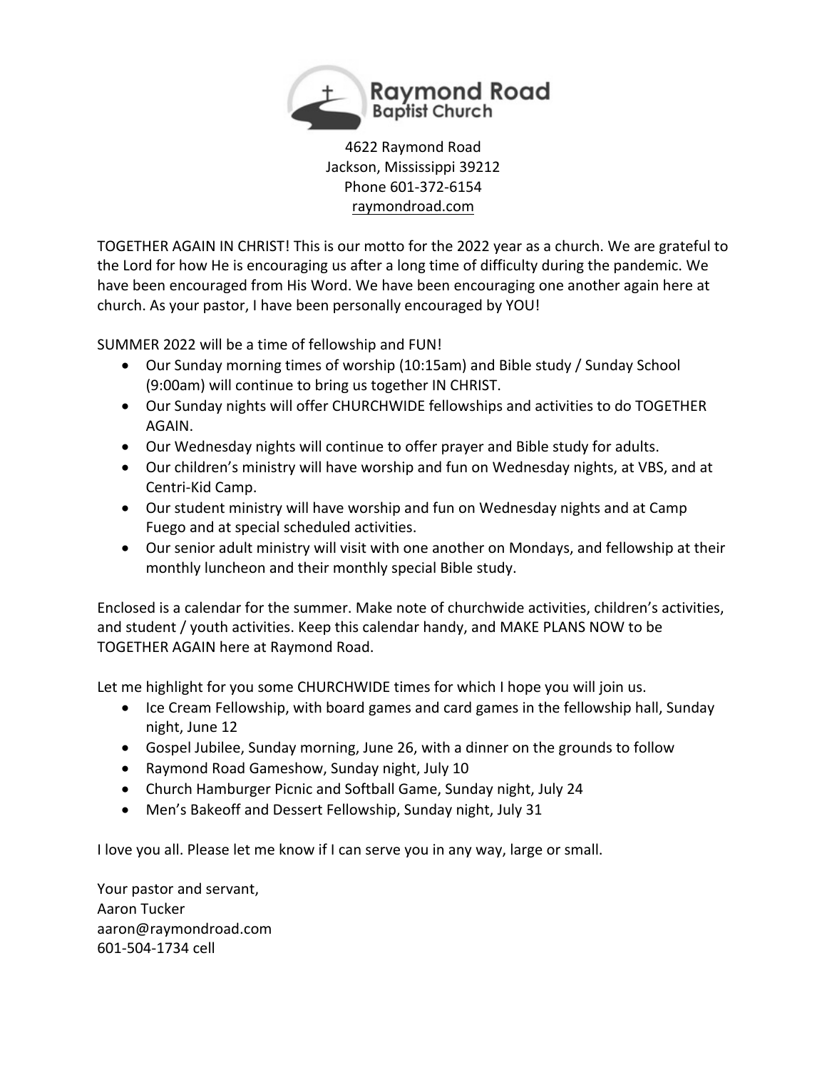**Raymond Road Baptist Church**

4622 Raymond Road
Jackson, Mississippi 39212
Phone 601-372-6154
raymondroad.com

TOGETHER AGAIN IN CHRIST! This is our motto for the 2022 year as a church. We are grateful to the Lord for how He is encouraging us after a long time of difficulty during the pandemic. We have been encouraged from His Word. We have been encouraging one another again here at church. As your pastor, I have been personally encouraged by YOU!

SUMMER 2022 will be a time of fellowship and FUN!

- Our Sunday morning times of worship (10:15am) and Bible study / Sunday School (9:00am) will continue to bring us together IN CHRIST.
- Our Sunday nights will offer CHURCHWIDE fellowships and activities to do TOGETHER AGAIN.
- Our Wednesday nights will continue to offer prayer and Bible study for adults.
- Our children's ministry will have worship and fun on Wednesday nights, at VBS, and at Centri-Kid Camp.
- Our student ministry will have worship and fun on Wednesday nights and at Camp Fuego and at special scheduled activities.
- Our senior adult ministry will visit with one another on Mondays, and fellowship at their monthly luncheon and their monthly special Bible study.

Enclosed is a calendar for the summer. Make note of churchwide activities, children's activities, and student / youth activities. Keep this calendar handy, and MAKE PLANS NOW to be TOGETHER AGAIN here at Raymond Road.

Let me highlight for you some CHURCHWIDE times for which I hope you will join us.

- Ice Cream Fellowship, with board games and card games in the fellowship hall, Sunday night, June 12
- Gospel Jubilee, Sunday morning, June 26, with a dinner on the grounds to follow
- Raymond Road Gameshow, Sunday night, July 10
- Church Hamburger Picnic and Softball Game, Sunday night, July 24
- Men's Bakeoff and Dessert Fellowship, Sunday night, July 31

I love you all. Please let me know if I can serve you in any way, large or small.

Your pastor and servant,
Aaron Tucker
aaron@raymondroad.com
601-504-1734 cell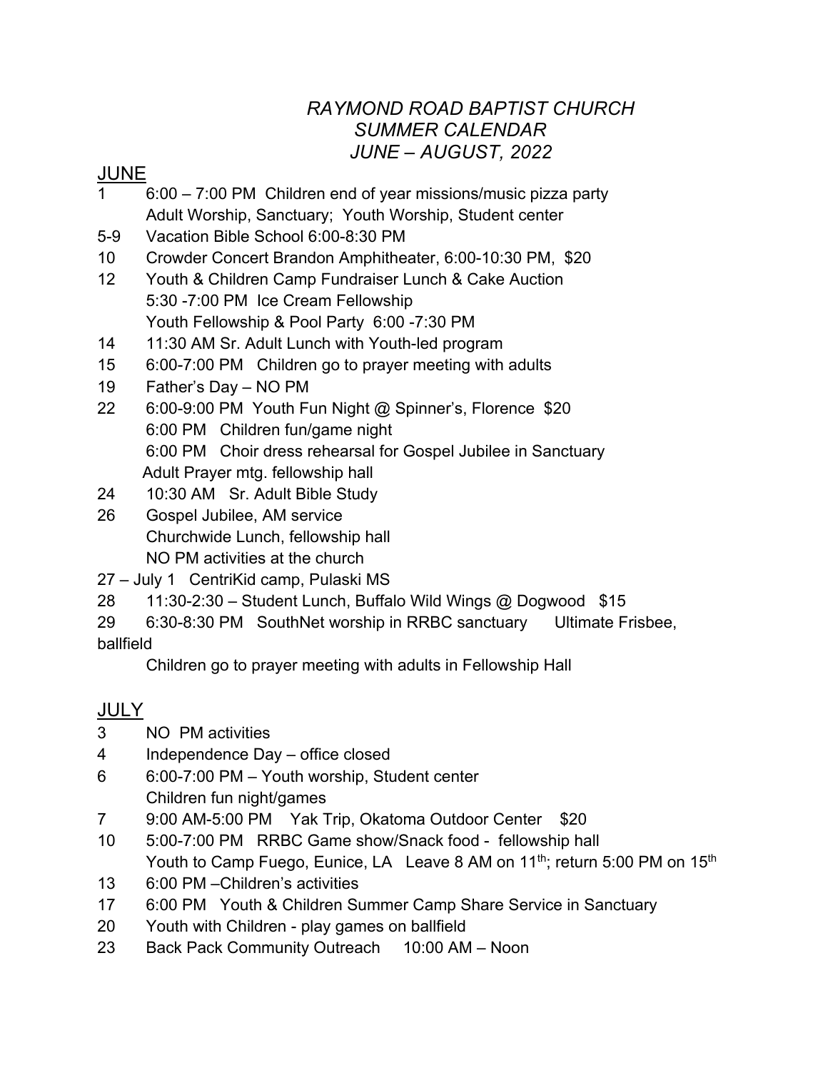*RAYMOND ROAD BAPTIST CHURCH*
*SUMMER CALENDAR*
*JUNE – AUGUST, 2022*

## JUNE

1 6:00 – 7:00 PM Children end of year missions/music pizza party
Adult Worship, Sanctuary; Youth Worship, Student center

5-9 Vacation Bible School 6:00-8:30 PM

10 Crowder Concert Brandon Amphitheater, 6:00-10:30 PM, $20

12 Youth & Children Camp Fundraiser Lunch & Cake Auction
5:30 -7:00 PM Ice Cream Fellowship
Youth Fellowship & Pool Party 6:00 -7:30 PM

14 11:30 AM Sr. Adult Lunch with Youth-led program

15 6:00-7:00 PM Children go to prayer meeting with adults

19 Father's Day – NO PM

22 6:00-9:00 PM Youth Fun Night @ Spinner's, Florence $20
6:00 PM Children fun/game night
6:00 PM Choir dress rehearsal for Gospel Jubilee in Sanctuary
Adult Prayer mtg. fellowship hall

24 10:30 AM Sr. Adult Bible Study

26 Gospel Jubilee, AM service
Churchwide Lunch, fellowship hall
NO PM activities at the church

27 – July 1 CentriKid camp, Pulaski MS

28 11:30-2:30 – Student Lunch, Buffalo Wild Wings @ Dogwood $15

29 6:30-8:30 PM SouthNet worship in RRBC sanctuary Ultimate Frisbee, ballfield
Children go to prayer meeting with adults in Fellowship Hall

## JULY

3 NO PM activities

4 Independence Day – office closed

6 6:00-7:00 PM – Youth worship, Student center
Children fun night/games

7 9:00 AM-5:00 PM Yak Trip, Okatoma Outdoor Center $20

10 5:00-7:00 PM RRBC Game show/Snack food - fellowship hall
Youth to Camp Fuego, Eunice, LA Leave 8 AM on 11th; return 5:00 PM on 15th

13 6:00 PM –Children's activities

17 6:00 PM Youth & Children Summer Camp Share Service in Sanctuary

20 Youth with Children - play games on ballfield

23 Back Pack Community Outreach 10:00 AM – Noon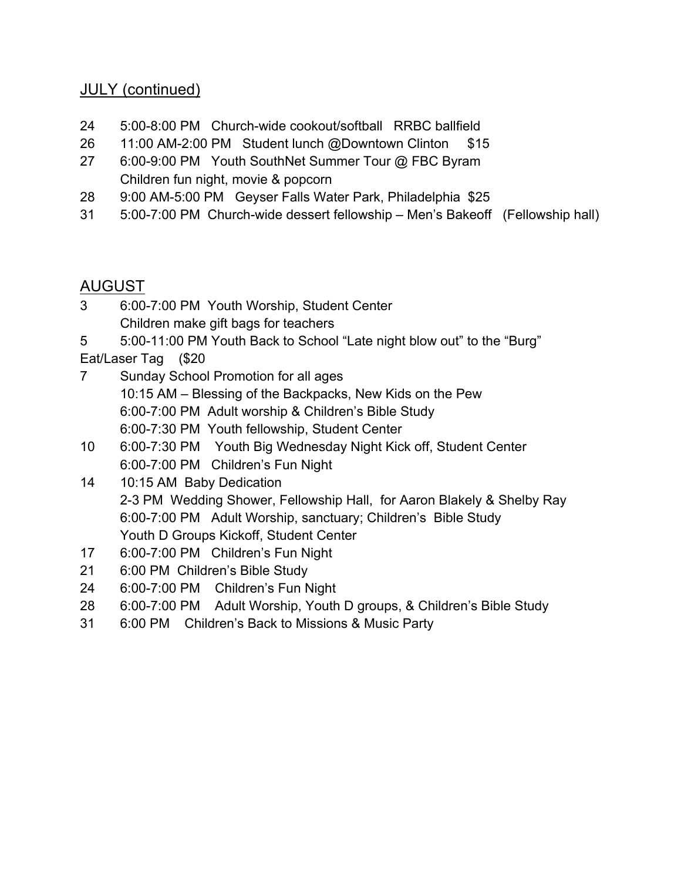## JULY (continued)

24 5:00-8:00 PM Church-wide cookout/softball RRBC ballfield
26 11:00 AM-2:00 PM Student lunch @Downtown Clinton $15
27 6:00-9:00 PM Youth SouthNet Summer Tour @ FBC Byram
Children fun night, movie & popcorn
28 9:00 AM-5:00 PM Geyser Falls Water Park, Philadelphia $25
31 5:00-7:00 PM Church-wide dessert fellowship – Men's Bakeoff (Fellowship hall)

## AUGUST

3 6:00-7:00 PM Youth Worship, Student Center
Children make gift bags for teachers
5 5:00-11:00 PM Youth Back to School "Late night blow out" to the "Burg"
Eat/Laser Tag ($20
7 Sunday School Promotion for all ages
10:15 AM – Blessing of the Backpacks, New Kids on the Pew
6:00-7:00 PM Adult worship & Children's Bible Study
6:00-7:30 PM Youth fellowship, Student Center
10 6:00-7:30 PM Youth Big Wednesday Night Kick off, Student Center
6:00-7:00 PM Children's Fun Night
14 10:15 AM Baby Dedication
2-3 PM Wedding Shower, Fellowship Hall, for Aaron Blakely & Shelby Ray
6:00-7:00 PM Adult Worship, sanctuary; Children's Bible Study
Youth D Groups Kickoff, Student Center
17 6:00-7:00 PM Children's Fun Night
21 6:00 PM Children's Bible Study
24 6:00-7:00 PM Children's Fun Night
28 6:00-7:00 PM Adult Worship, Youth D groups, & Children's Bible Study
31 6:00 PM Children's Back to Missions & Music Party